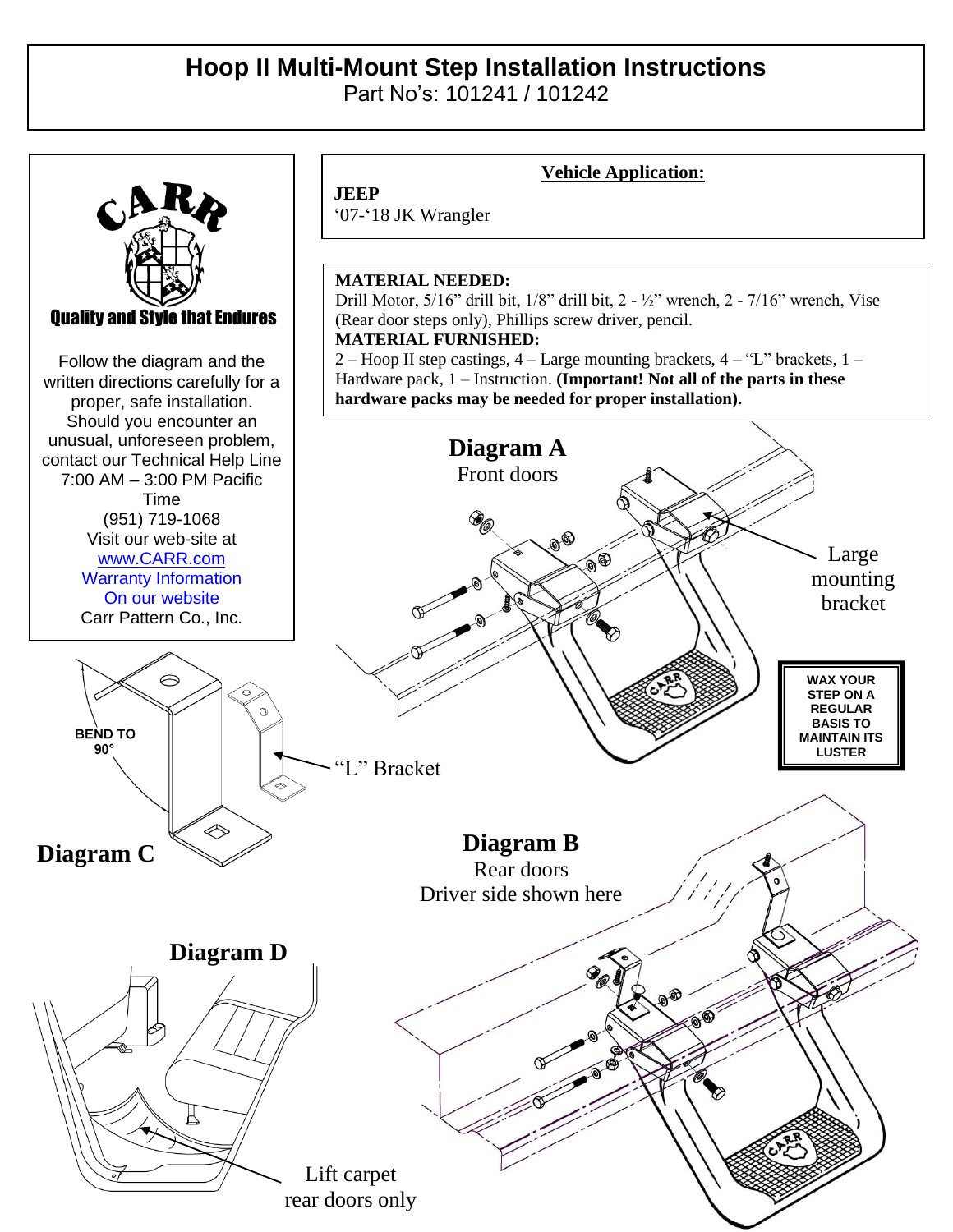# Hoop II Multi-Mount Step Installation Instructions

Part No's: 101241 / 101242

CARR

**Quality and Style that Endures**

Follow the diagram and the written directions carefully for a proper, safe installation. Should you encounter an unusual, unforeseen problem, contact our Technical Help Line 7:00 AM – 3:00 PM Pacific Time
(951) 719-1068
Visit our web-site at
www.CARR.com
Warranty Information
On our website
Carr Pattern Co., Inc.

**Vehicle Application:**

**JEEP**
'07-'18 JK Wrangler

**MATERIAL NEEDED:**
Drill Motor, 5/16" drill bit, 1/8" drill bit, 2 - ½" wrench, 2 - 7/16" wrench, Vise (Rear door steps only), Phillips screw driver, pencil.

**MATERIAL FURNISHED:**
2 – Hoop II step castings, 4 – Large mounting brackets, 4 – "L" brackets, 1 – Hardware pack, 1 – Instruction. **(Important! Not all of the parts in these hardware packs may be needed for proper installation).**

**Diagram A**
Front doors

Large mounting bracket

WAX YOUR STEP ON A REGULAR BASIS TO MAINTAIN ITS LUSTER

BEND TO 90°

"L" Bracket

**Diagram C**

**Diagram B**
Rear doors
Driver side shown here

**Diagram D**

Lift carpet
rear doors only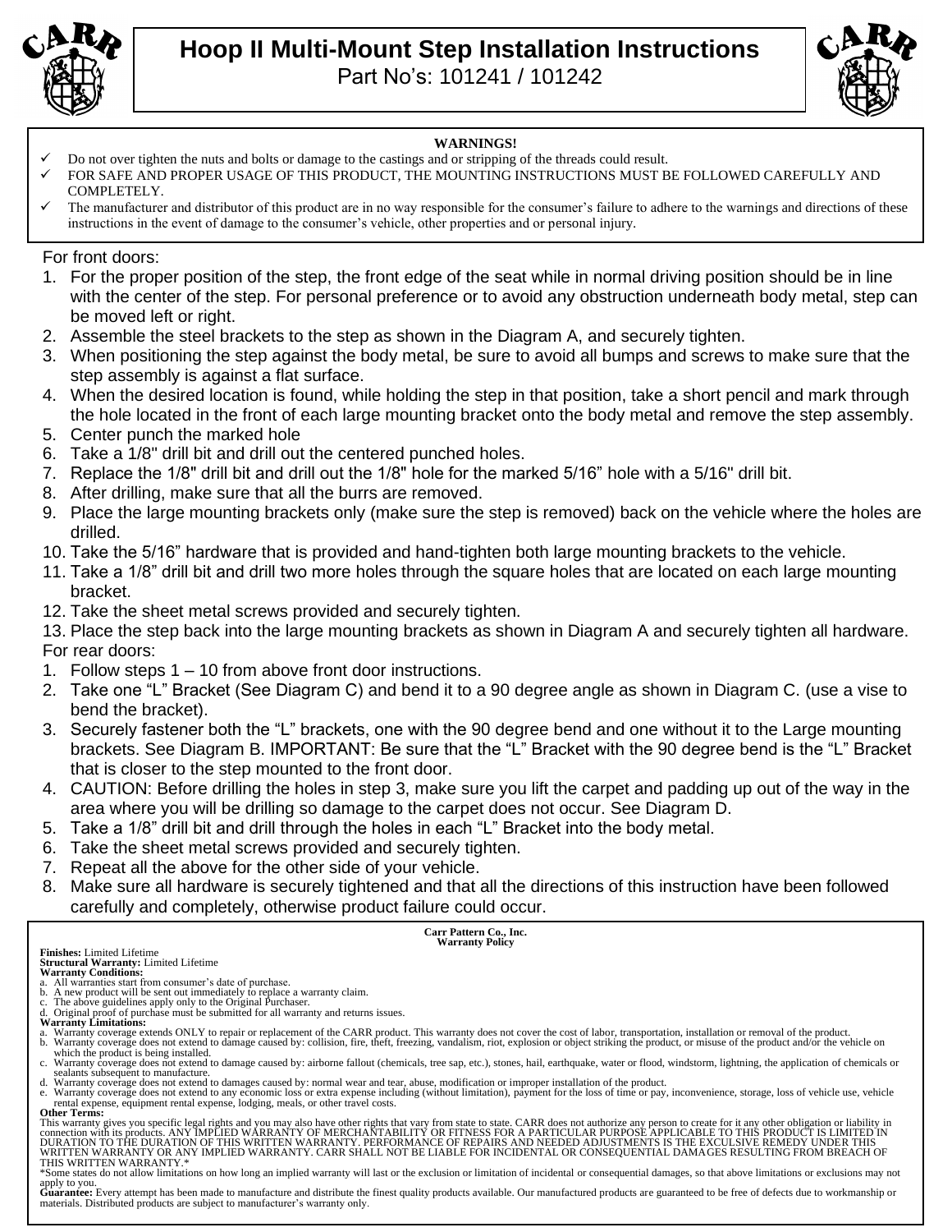# Hoop II Multi-Mount Step Installation Instructions

Part No's: 101241 / 101242

**WARNINGS!**

- ✓ Do not over tighten the nuts and bolts or damage to the castings and or stripping of the threads could result.
- ✓ FOR SAFE AND PROPER USAGE OF THIS PRODUCT, THE MOUNTING INSTRUCTIONS MUST BE FOLLOWED CAREFULLY AND COMPLETELY.
- ✓ The manufacturer and distributor of this product are in no way responsible for the consumer's failure to adhere to the warnings and directions of these instructions in the event of damage to the consumer's vehicle, other properties and or personal injury.

For front doors:

1. For the proper position of the step, the front edge of the seat while in normal driving position should be in line with the center of the step. For personal preference or to avoid any obstruction underneath body metal, step can be moved left or right.
2. Assemble the steel brackets to the step as shown in the Diagram A, and securely tighten.
3. When positioning the step against the body metal, be sure to avoid all bumps and screws to make sure that the step assembly is against a flat surface.
4. When the desired location is found, while holding the step in that position, take a short pencil and mark through the hole located in the front of each large mounting bracket onto the body metal and remove the step assembly.
5. Center punch the marked hole
6. Take a 1/8" drill bit and drill out the centered punched holes.
7. Replace the 1/8" drill bit and drill out the 1/8" hole for the marked 5/16" hole with a 5/16" drill bit.
8. After drilling, make sure that all the burrs are removed.
9. Place the large mounting brackets only (make sure the step is removed) back on the vehicle where the holes are drilled.
10. Take the 5/16" hardware that is provided and hand-tighten both large mounting brackets to the vehicle.
11. Take a 1/8" drill bit and drill two more holes through the square holes that are located on each large mounting bracket.
12. Take the sheet metal screws provided and securely tighten.
13. Place the step back into the large mounting brackets as shown in Diagram A and securely tighten all hardware.

For rear doors:

1. Follow steps 1 – 10 from above front door instructions.
2. Take one "L" Bracket (See Diagram C) and bend it to a 90 degree angle as shown in Diagram C. (use a vise to bend the bracket).
3. Securely fastener both the "L" brackets, one with the 90 degree bend and one without it to the Large mounting brackets. See Diagram B. IMPORTANT: Be sure that the "L" Bracket with the 90 degree bend is the "L" Bracket that is closer to the step mounted to the front door.
4. CAUTION: Before drilling the holes in step 3, make sure you lift the carpet and padding up out of the way in the area where you will be drilling so damage to the carpet does not occur. See Diagram D.
5. Take a 1/8" drill bit and drill through the holes in each "L" Bracket into the body metal.
6. Take the sheet metal screws provided and securely tighten.
7. Repeat all the above for the other side of your vehicle.
8. Make sure all hardware is securely tightened and that all the directions of this instruction have been followed carefully and completely, otherwise product failure could occur.

**Carr Pattern Co., Inc.**
**Warranty Policy**

**Finishes:** Limited Lifetime
**Structural Warranty:** Limited Lifetime
**Warranty Conditions:**

a. All warranties start from consumer's date of purchase.
b. A new product will be sent out immediately to replace a warranty claim.
c. The above guidelines apply only to the Original Purchaser.
d. Original proof of purchase must be submitted for all warranty and returns issues.

**Warranty Limitations:**

a. Warranty coverage extends ONLY to repair or replacement of the CARR product. This warranty does not cover the cost of labor, transportation, installation or removal of the product.
b. Warranty coverage does not extend to damage caused by: collision, fire, theft, freezing, vandalism, riot, explosion or object striking the product, or misuse of the product and/or the vehicle on which the product is being installed.
c. Warranty coverage does not extend to damage caused by: airborne fallout (chemicals, tree sap, etc.), stones, hail, earthquake, water or flood, windstorm, lightning, the application of chemicals or sealants subsequent to manufacture.
d. Warranty coverage does not extend to damages caused by: normal wear and tear, abuse, modification or improper installation of the product.
e. Warranty coverage does not extend to any economic loss or extra expense including (without limitation), payment for the loss of time or pay, inconvenience, storage, loss of vehicle use, vehicle rental expense, equipment rental expense, lodging, meals, or other travel costs.

**Other Terms:**

This warranty gives you specific legal rights and you may also have other rights that vary from state to state. CARR does not authorize any person to create for it any other obligation or liability in connection with its products. ANY IMPLIED WARRANTY OF MERCHANTABILITY OR FITNESS FOR A PARTICULAR PURPOSE APPLICABLE TO THIS PRODUCT IS LIMITED IN DURATION TO THE DURATION OF THIS WRITTEN WARRANTY. PERFORMANCE OF REPAIRS AND NEEDED ADJUSTMENTS IS THE EXCULSIVE REMEDY UNDER THIS WRITTEN WARRANTY OR ANY IMPLIED WARRANTY. CARR SHALL NOT BE LIABLE FOR INCIDENTAL OR CONSEQUENTIAL DAMAGES RESULTING FROM BREACH OF THIS WRITTEN WARRANTY.*

*Some states do not allow limitations on how long an implied warranty will last or the exclusion or limitation of incidental or consequential damages, so that above limitations or exclusions may not apply to you.

**Guarantee:** Every attempt has been made to manufacture and distribute the finest quality products available. Our manufactured products are guaranteed to be free of defects due to workmanship or materials. Distributed products are subject to manufacturer's warranty only.